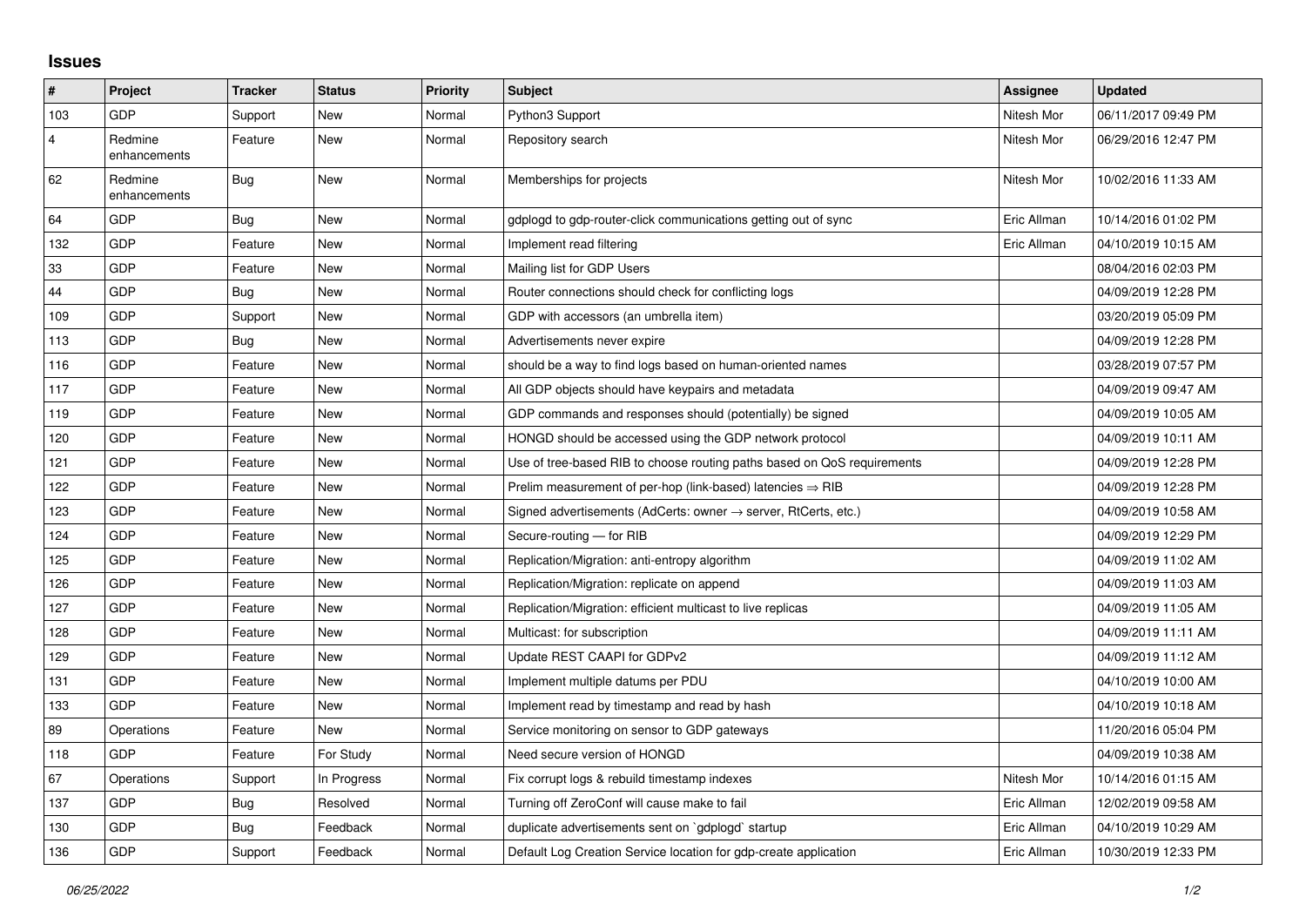# Issues

| # | Project | Tracker | Status | Priority | Subject | Assignee | Updated |
|---|---|---|---|---|---|---|---|
| 103 | GDP | Support | New | Normal | Python3 Support | Nitesh Mor | 06/11/2017 09:49 PM |
| 4 | Redmine enhancements | Feature | New | Normal | Repository search | Nitesh Mor | 06/29/2016 12:47 PM |
| 62 | Redmine enhancements | Bug | New | Normal | Memberships for projects | Nitesh Mor | 10/02/2016 11:33 AM |
| 64 | GDP | Bug | New | Normal | gdplogd to gdp-router-click communications getting out of sync | Eric Allman | 10/14/2016 01:02 PM |
| 132 | GDP | Feature | New | Normal | Implement read filtering | Eric Allman | 04/10/2019 10:15 AM |
| 33 | GDP | Feature | New | Normal | Mailing list for GDP Users | | 08/04/2016 02:03 PM |
| 44 | GDP | Bug | New | Normal | Router connections should check for conflicting logs | | 04/09/2019 12:28 PM |
| 109 | GDP | Support | New | Normal | GDP with accessors (an umbrella item) | | 03/20/2019 05:09 PM |
| 113 | GDP | Bug | New | Normal | Advertisements never expire | | 04/09/2019 12:28 PM |
| 116 | GDP | Feature | New | Normal | should be a way to find logs based on human-oriented names | | 03/28/2019 07:57 PM |
| 117 | GDP | Feature | New | Normal | All GDP objects should have keypairs and metadata | | 04/09/2019 09:47 AM |
| 119 | GDP | Feature | New | Normal | GDP commands and responses should (potentially) be signed | | 04/09/2019 10:05 AM |
| 120 | GDP | Feature | New | Normal | HONGD should be accessed using the GDP network protocol | | 04/09/2019 10:11 AM |
| 121 | GDP | Feature | New | Normal | Use of tree-based RIB to choose routing paths based on QoS requirements | | 04/09/2019 12:28 PM |
| 122 | GDP | Feature | New | Normal | Prelim measurement of per-hop (link-based) latencies ⇒ RIB | | 04/09/2019 12:28 PM |
| 123 | GDP | Feature | New | Normal | Signed advertisements (AdCerts: owner → server, RtCerts, etc.) | | 04/09/2019 10:58 AM |
| 124 | GDP | Feature | New | Normal | Secure-routing — for RIB | | 04/09/2019 12:29 PM |
| 125 | GDP | Feature | New | Normal | Replication/Migration: anti-entropy algorithm | | 04/09/2019 11:02 AM |
| 126 | GDP | Feature | New | Normal | Replication/Migration: replicate on append | | 04/09/2019 11:03 AM |
| 127 | GDP | Feature | New | Normal | Replication/Migration: efficient multicast to live replicas | | 04/09/2019 11:05 AM |
| 128 | GDP | Feature | New | Normal | Multicast: for subscription | | 04/09/2019 11:11 AM |
| 129 | GDP | Feature | New | Normal | Update REST CAAPI for GDPv2 | | 04/09/2019 11:12 AM |
| 131 | GDP | Feature | New | Normal | Implement multiple datums per PDU | | 04/10/2019 10:00 AM |
| 133 | GDP | Feature | New | Normal | Implement read by timestamp and read by hash | | 04/10/2019 10:18 AM |
| 89 | Operations | Feature | New | Normal | Service monitoring on sensor to GDP gateways | | 11/20/2016 05:04 PM |
| 118 | GDP | Feature | For Study | Normal | Need secure version of HONGD | | 04/09/2019 10:38 AM |
| 67 | Operations | Support | In Progress | Normal | Fix corrupt logs & rebuild timestamp indexes | Nitesh Mor | 10/14/2016 01:15 AM |
| 137 | GDP | Bug | Resolved | Normal | Turning off ZeroConf will cause make to fail | Eric Allman | 12/02/2019 09:58 AM |
| 130 | GDP | Bug | Feedback | Normal | duplicate advertisements sent on `gdplogd` startup | Eric Allman | 04/10/2019 10:29 AM |
| 136 | GDP | Support | Feedback | Normal | Default Log Creation Service location for gdp-create application | Eric Allman | 10/30/2019 12:33 PM |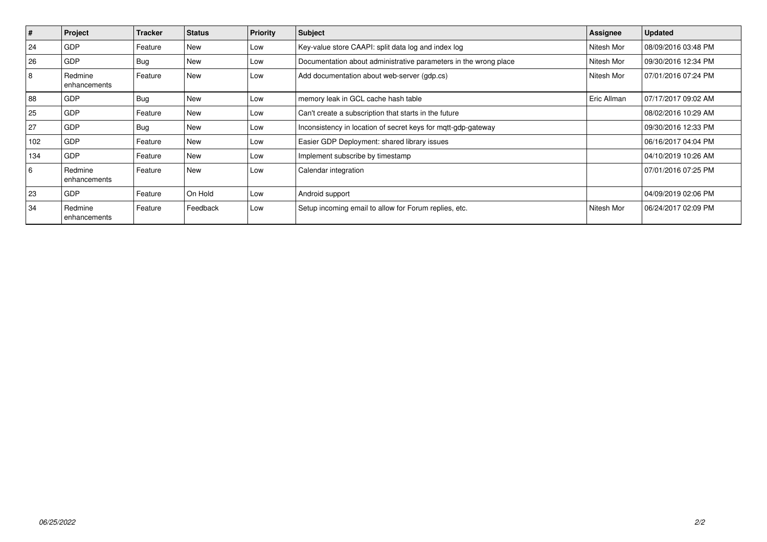| # | Project | Tracker | Status | Priority | Subject | Assignee | Updated |
|---|---|---|---|---|---|---|---|
| 24 | GDP | Feature | New | Low | Key-value store CAAPI: split data log and index log | Nitesh Mor | 08/09/2016 03:48 PM |
| 26 | GDP | Bug | New | Low | Documentation about administrative parameters in the wrong place | Nitesh Mor | 09/30/2016 12:34 PM |
| 8 | Redmine enhancements | Feature | New | Low | Add documentation about web-server (gdp.cs) | Nitesh Mor | 07/01/2016 07:24 PM |
| 88 | GDP | Bug | New | Low | memory leak in GCL cache hash table | Eric Allman | 07/17/2017 09:02 AM |
| 25 | GDP | Feature | New | Low | Can't create a subscription that starts in the future | | 08/02/2016 10:29 AM |
| 27 | GDP | Bug | New | Low | Inconsistency in location of secret keys for mqtt-gdp-gateway | | 09/30/2016 12:33 PM |
| 102 | GDP | Feature | New | Low | Easier GDP Deployment: shared library issues | | 06/16/2017 04:04 PM |
| 134 | GDP | Feature | New | Low | Implement subscribe by timestamp | | 04/10/2019 10:26 AM |
| 6 | Redmine enhancements | Feature | New | Low | Calendar integration | | 07/01/2016 07:25 PM |
| 23 | GDP | Feature | On Hold | Low | Android support | | 04/09/2019 02:06 PM |
| 34 | Redmine enhancements | Feature | Feedback | Low | Setup incoming email to allow for Forum replies, etc. | Nitesh Mor | 06/24/2017 02:09 PM |